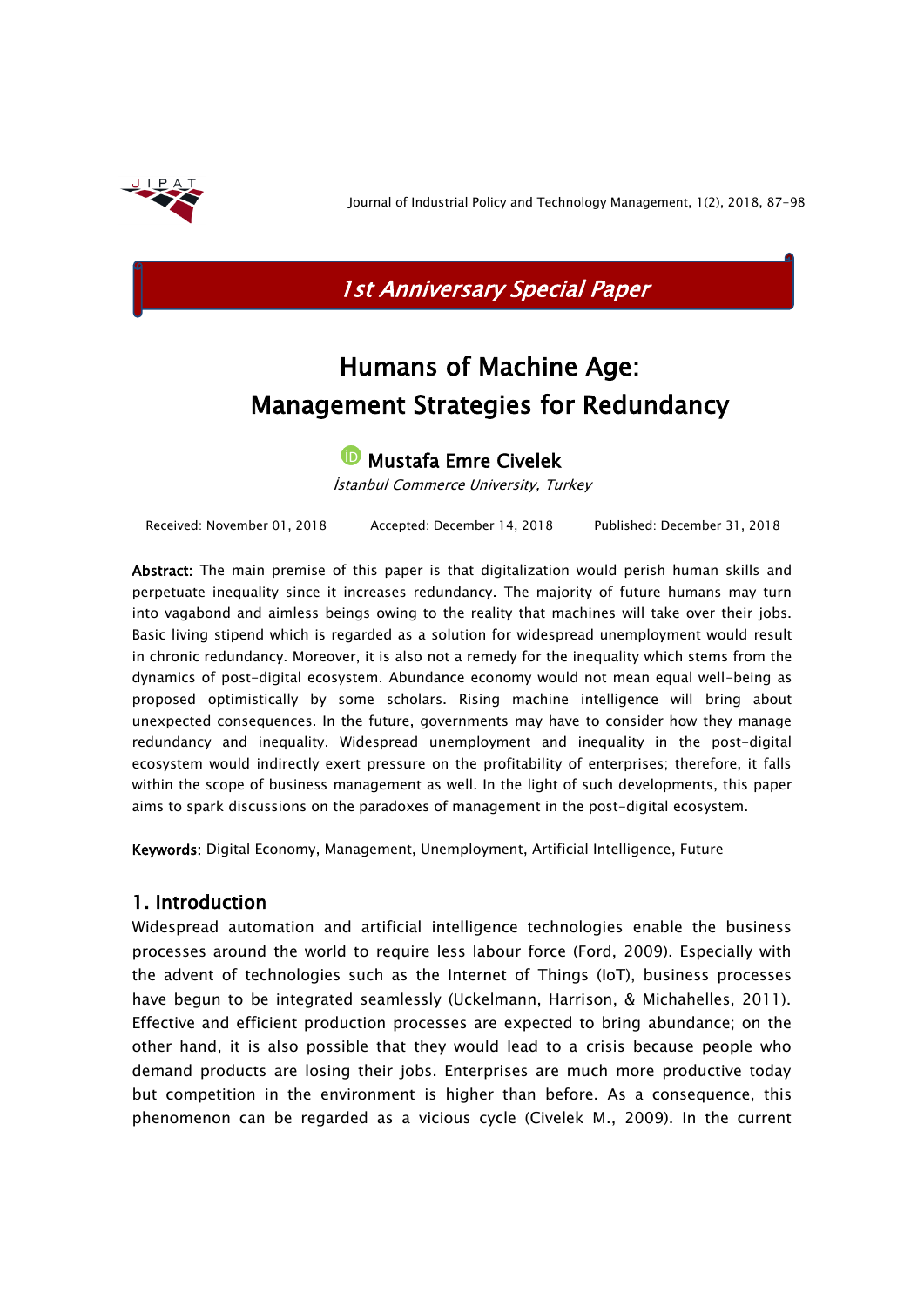1st Anniversary Special Paper

# Humans of Machine Age: Management Strategies for Redundancy

Mustafa Emre Civelek

*İstanbul Commerce University, Turkey*

Received: November 01, 2018 Accepted: December 14, 2018 Published: December 31, 2018

**Abstract:** The main premise of this paper is that digitalization would perish human skills and perpetuate inequality since it increases redundancy. The majority of future humans may turn into vagabond and aimless beings owing to the reality that machines will take over their jobs. Basic living stipend which is regarded as a solution for widespread unemployment would result in chronic redundancy. Moreover, it is also not a remedy for the inequality which stems from the dynamics of post-digital ecosystem. Abundance economy would not mean equal well-being as proposed optimistically by some scholars. Rising machine intelligence will bring about unexpected consequences. In the future, governments may have to consider how they manage redundancy and inequality. Widespread unemployment and inequality in the post-digital ecosystem would indirectly exert pressure on the profitability of enterprises; therefore, it falls within the scope of business management as well. In the light of such developments, this paper aims to spark discussions on the paradoxes of management in the post-digital ecosystem.

**Keywords:** Digital Economy, Management, Unemployment, Artificial Intelligence, Future

## 1. Introduction

Widespread automation and artificial intelligence technologies enable the business processes around the world to require less labour force (Ford, 2009). Especially with the advent of technologies such as the Internet of Things (IoT), business processes have begun to be integrated seamlessly (Uckelmann, Harrison, & Michahelles, 2011). Effective and efficient production processes are expected to bring abundance; on the other hand, it is also possible that they would lead to a crisis because people who demand products are losing their jobs. Enterprises are much more productive today but competition in the environment is higher than before. As a consequence, this phenomenon can be regarded as a vicious cycle (Civelek M., 2009). In the current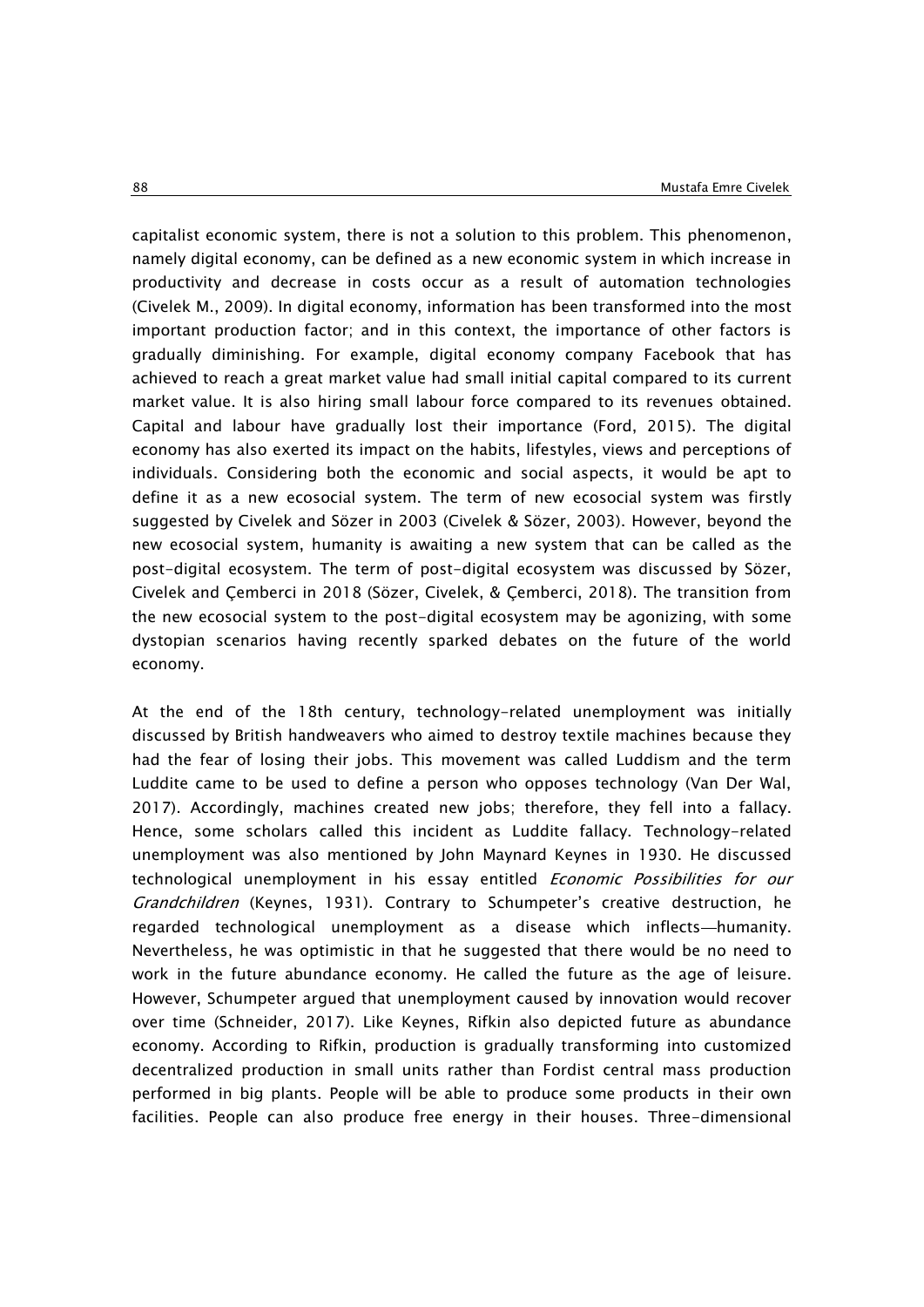capitalist economic system, there is not a solution to this problem. This phenomenon, namely digital economy, can be defined as a new economic system in which increase in productivity and decrease in costs occur as a result of automation technologies (Civelek M., 2009). In digital economy, information has been transformed into the most important production factor; and in this context, the importance of other factors is gradually diminishing. For example, digital economy company Facebook that has achieved to reach a great market value had small initial capital compared to its current market value. It is also hiring small labour force compared to its revenues obtained. Capital and labour have gradually lost their importance (Ford, 2015). The digital economy has also exerted its impact on the habits, lifestyles, views and perceptions of individuals. Considering both the economic and social aspects, it would be apt to define it as a new ecosocial system. The term of new ecosocial system was firstly suggested by Civelek and Sözer in 2003 (Civelek & Sözer, 2003). However, beyond the new ecosocial system, humanity is awaiting a new system that can be called as the post-digital ecosystem. The term of post-digital ecosystem was discussed by Sözer, Civelek and Çemberci in 2018 (Sözer, Civelek, & Çemberci, 2018). The transition from the new ecosocial system to the post-digital ecosystem may be agonizing, with some dystopian scenarios having recently sparked debates on the future of the world economy.

At the end of the 18th century, technology-related unemployment was initially discussed by British handweavers who aimed to destroy textile machines because they had the fear of losing their jobs. This movement was called Luddism and the term Luddite came to be used to define a person who opposes technology (Van Der Wal, 2017). Accordingly, machines created new jobs; therefore, they fell into a fallacy. Hence, some scholars called this incident as Luddite fallacy. Technology-related unemployment was also mentioned by John Maynard Keynes in 1930. He discussed technological unemployment in his essay entitled *Economic Possibilities for our Grandchildren* (Keynes, 1931). Contrary to Schumpeter's creative destruction, he regarded technological unemployment as a disease which inflects—humanity. Nevertheless, he was optimistic in that he suggested that there would be no need to work in the future abundance economy. He called the future as the age of leisure. However, Schumpeter argued that unemployment caused by innovation would recover over time (Schneider, 2017). Like Keynes, Rifkin also depicted future as abundance economy. According to Rifkin, production is gradually transforming into customized decentralized production in small units rather than Fordist central mass production performed in big plants. People will be able to produce some products in their own facilities. People can also produce free energy in their houses. Three-dimensional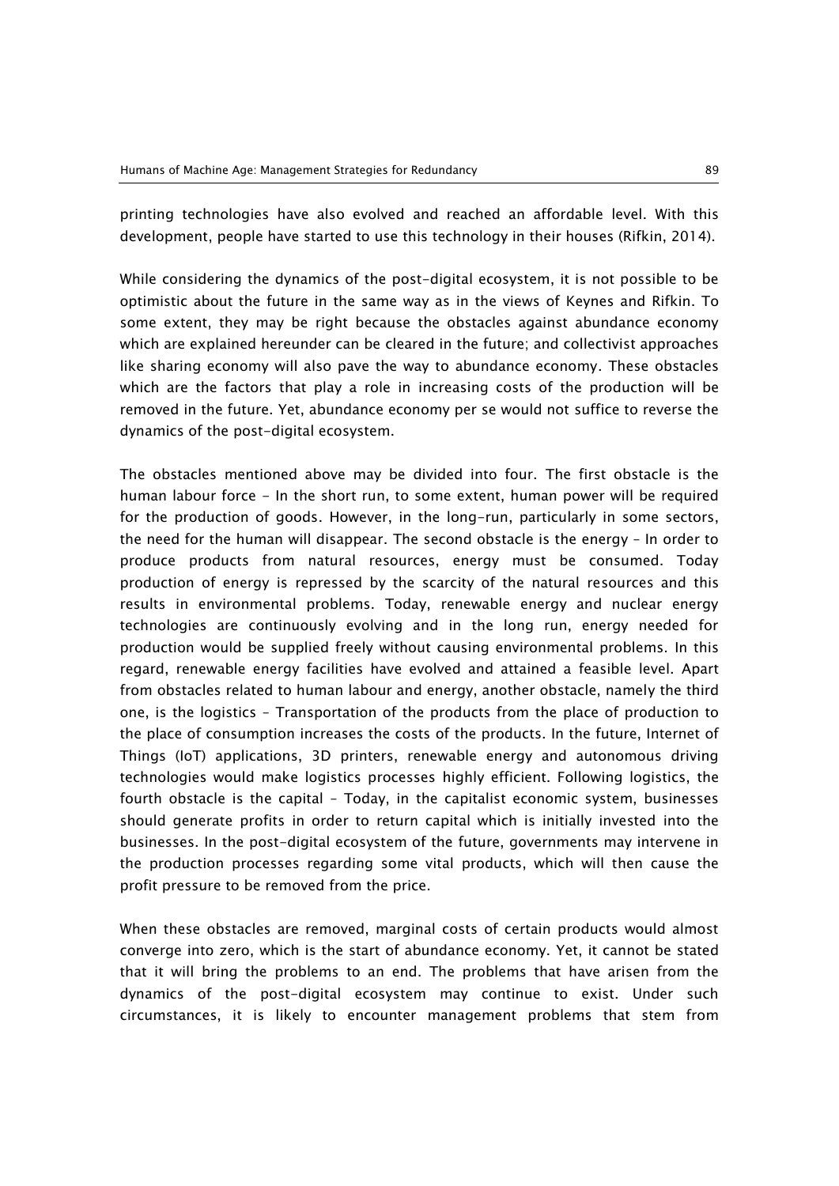printing technologies have also evolved and reached an affordable level. With this development, people have started to use this technology in their houses (Rifkin, 2014).

While considering the dynamics of the post-digital ecosystem, it is not possible to be optimistic about the future in the same way as in the views of Keynes and Rifkin. To some extent, they may be right because the obstacles against abundance economy which are explained hereunder can be cleared in the future; and collectivist approaches like sharing economy will also pave the way to abundance economy. These obstacles which are the factors that play a role in increasing costs of the production will be removed in the future. Yet, abundance economy per se would not suffice to reverse the dynamics of the post-digital ecosystem.

The obstacles mentioned above may be divided into four. The first obstacle is the human labour force - In the short run, to some extent, human power will be required for the production of goods. However, in the long-run, particularly in some sectors, the need for the human will disappear. The second obstacle is the energy – In order to produce products from natural resources, energy must be consumed. Today production of energy is repressed by the scarcity of the natural resources and this results in environmental problems. Today, renewable energy and nuclear energy technologies are continuously evolving and in the long run, energy needed for production would be supplied freely without causing environmental problems. In this regard, renewable energy facilities have evolved and attained a feasible level. Apart from obstacles related to human labour and energy, another obstacle, namely the third one, is the logistics - Transportation of the products from the place of production to the place of consumption increases the costs of the products. In the future, Internet of Things (IoT) applications, 3D printers, renewable energy and autonomous driving technologies would make logistics processes highly efficient. Following logistics, the fourth obstacle is the capital – Today, in the capitalist economic system, businesses should generate profits in order to return capital which is initially invested into the businesses. In the post-digital ecosystem of the future, governments may intervene in the production processes regarding some vital products, which will then cause the profit pressure to be removed from the price.

When these obstacles are removed, marginal costs of certain products would almost converge into zero, which is the start of abundance economy. Yet, it cannot be stated that it will bring the problems to an end. The problems that have arisen from the dynamics of the post-digital ecosystem may continue to exist. Under such circumstances, it is likely to encounter management problems that stem from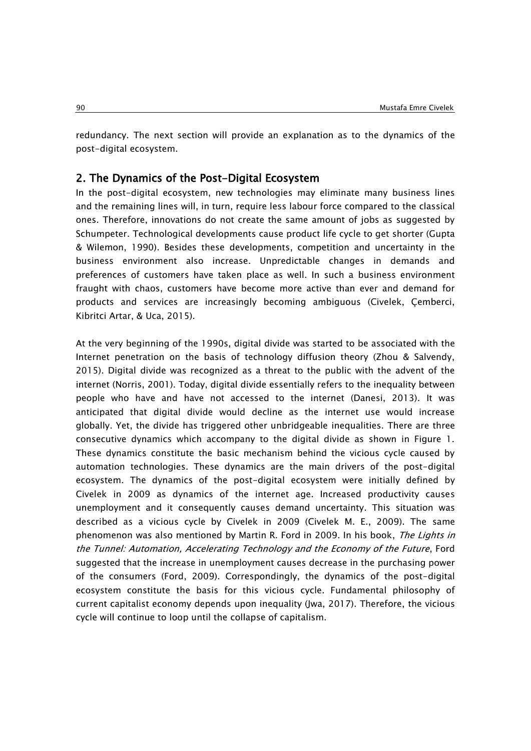redundancy. The next section will provide an explanation as to the dynamics of the post-digital ecosystem.

## 2. The Dynamics of the Post-Digital Ecosystem

In the post-digital ecosystem, new technologies may eliminate many business lines and the remaining lines will, in turn, require less labour force compared to the classical ones. Therefore, innovations do not create the same amount of jobs as suggested by Schumpeter. Technological developments cause product life cycle to get shorter (Gupta & Wilemon, 1990). Besides these developments, competition and uncertainty in the business environment also increase. Unpredictable changes in demands and preferences of customers have taken place as well. In such a business environment fraught with chaos, customers have become more active than ever and demand for products and services are increasingly becoming ambiguous (Civelek, Çemberci, Kibritci Artar, & Uca, 2015).

At the very beginning of the 1990s, digital divide was started to be associated with the Internet penetration on the basis of technology diffusion theory (Zhou & Salvendy, 2015). Digital divide was recognized as a threat to the public with the advent of the internet (Norris, 2001). Today, digital divide essentially refers to the inequality between people who have and have not accessed to the internet (Danesi, 2013). It was anticipated that digital divide would decline as the internet use would increase globally. Yet, the divide has triggered other unbridgeable inequalities. There are three consecutive dynamics which accompany to the digital divide as shown in Figure 1. These dynamics constitute the basic mechanism behind the vicious cycle caused by automation technologies. These dynamics are the main drivers of the post-digital ecosystem. The dynamics of the post-digital ecosystem were initially defined by Civelek in 2009 as dynamics of the internet age. Increased productivity causes unemployment and it consequently causes demand uncertainty. This situation was described as a vicious cycle by Civelek in 2009 (Civelek M. E., 2009). The same phenomenon was also mentioned by Martin R. Ford in 2009. In his book, *The Lights in the Tunnel: Automation, Accelerating Technology and the Economy of the Future*, Ford suggested that the increase in unemployment causes decrease in the purchasing power of the consumers (Ford, 2009). Correspondingly, the dynamics of the post-digital ecosystem constitute the basis for this vicious cycle. Fundamental philosophy of current capitalist economy depends upon inequality (Jwa, 2017). Therefore, the vicious cycle will continue to loop until the collapse of capitalism.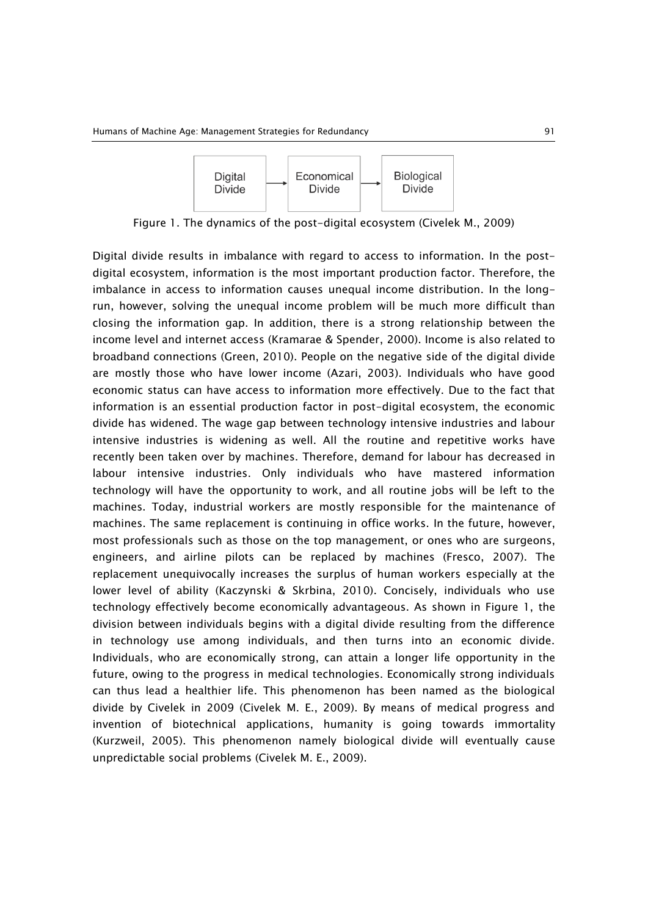Digital Divide → Economical Divide → Biological Divide

Figure 1. The dynamics of the post-digital ecosystem (Civelek M., 2009)

Digital divide results in imbalance with regard to access to information. In the post-digital ecosystem, information is the most important production factor. Therefore, the imbalance in access to information causes unequal income distribution. In the long-run, however, solving the unequal income problem will be much more difficult than closing the information gap. In addition, there is a strong relationship between the income level and internet access (Kramarae & Spender, 2000). Income is also related to broadband connections (Green, 2010). People on the negative side of the digital divide are mostly those who have lower income (Azari, 2003). Individuals who have good economic status can have access to information more effectively. Due to the fact that information is an essential production factor in post-digital ecosystem, the economic divide has widened. The wage gap between technology intensive industries and labour intensive industries is widening as well. All the routine and repetitive works have recently been taken over by machines. Therefore, demand for labour has decreased in labour intensive industries. Only individuals who have mastered information technology will have the opportunity to work, and all routine jobs will be left to the machines. Today, industrial workers are mostly responsible for the maintenance of machines. The same replacement is continuing in office works. In the future, however, most professionals such as those on the top management, or ones who are surgeons, engineers, and airline pilots can be replaced by machines (Fresco, 2007). The replacement unequivocally increases the surplus of human workers especially at the lower level of ability (Kaczynski & Skrbina, 2010). Concisely, individuals who use technology effectively become economically advantageous. As shown in Figure 1, the division between individuals begins with a digital divide resulting from the difference in technology use among individuals, and then turns into an economic divide. Individuals, who are economically strong, can attain a longer life opportunity in the future, owing to the progress in medical technologies. Economically strong individuals can thus lead a healthier life. This phenomenon has been named as the biological divide by Civelek in 2009 (Civelek M. E., 2009). By means of medical progress and invention of biotechnical applications, humanity is going towards immortality (Kurzweil, 2005). This phenomenon namely biological divide will eventually cause unpredictable social problems (Civelek M. E., 2009).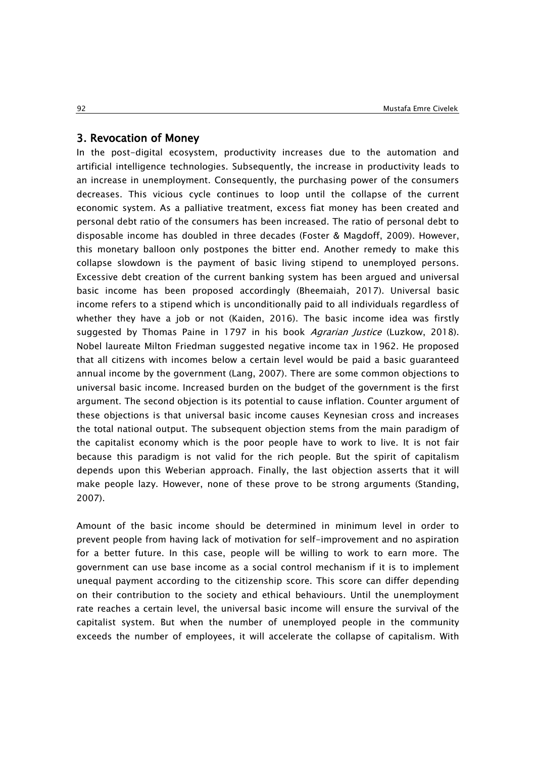## 3. Revocation of Money

In the post-digital ecosystem, productivity increases due to the automation and artificial intelligence technologies. Subsequently, the increase in productivity leads to an increase in unemployment. Consequently, the purchasing power of the consumers decreases. This vicious cycle continues to loop until the collapse of the current economic system. As a palliative treatment, excess fiat money has been created and personal debt ratio of the consumers has been increased. The ratio of personal debt to disposable income has doubled in three decades (Foster & Magdoff, 2009). However, this monetary balloon only postpones the bitter end. Another remedy to make this collapse slowdown is the payment of basic living stipend to unemployed persons. Excessive debt creation of the current banking system has been argued and universal basic income has been proposed accordingly (Bheemaiah, 2017). Universal basic income refers to a stipend which is unconditionally paid to all individuals regardless of whether they have a job or not (Kaiden, 2016). The basic income idea was firstly suggested by Thomas Paine in 1797 in his book *Agrarian Justice* (Luzkow, 2018). Nobel laureate Milton Friedman suggested negative income tax in 1962. He proposed that all citizens with incomes below a certain level would be paid a basic guaranteed annual income by the government (Lang, 2007). There are some common objections to universal basic income. Increased burden on the budget of the government is the first argument. The second objection is its potential to cause inflation. Counter argument of these objections is that universal basic income causes Keynesian cross and increases the total national output. The subsequent objection stems from the main paradigm of the capitalist economy which is the poor people have to work to live. It is not fair because this paradigm is not valid for the rich people. But the spirit of capitalism depends upon this Weberian approach. Finally, the last objection asserts that it will make people lazy. However, none of these prove to be strong arguments (Standing, 2007).

Amount of the basic income should be determined in minimum level in order to prevent people from having lack of motivation for self-improvement and no aspiration for a better future. In this case, people will be willing to work to earn more. The government can use base income as a social control mechanism if it is to implement unequal payment according to the citizenship score. This score can differ depending on their contribution to the society and ethical behaviours. Until the unemployment rate reaches a certain level, the universal basic income will ensure the survival of the capitalist system. But when the number of unemployed people in the community exceeds the number of employees, it will accelerate the collapse of capitalism. With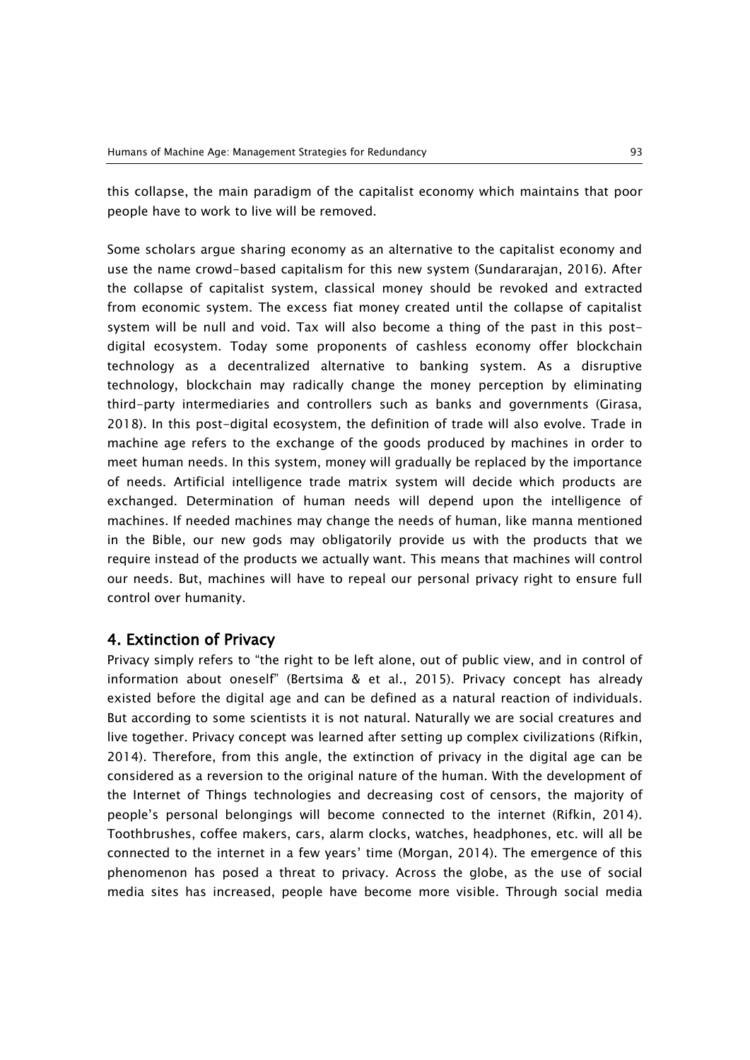this collapse, the main paradigm of the capitalist economy which maintains that poor people have to work to live will be removed.

Some scholars argue sharing economy as an alternative to the capitalist economy and use the name crowd-based capitalism for this new system (Sundararajan, 2016). After the collapse of capitalist system, classical money should be revoked and extracted from economic system. The excess fiat money created until the collapse of capitalist system will be null and void. Tax will also become a thing of the past in this post-digital ecosystem. Today some proponents of cashless economy offer blockchain technology as a decentralized alternative to banking system. As a disruptive technology, blockchain may radically change the money perception by eliminating third-party intermediaries and controllers such as banks and governments (Girasa, 2018). In this post-digital ecosystem, the definition of trade will also evolve. Trade in machine age refers to the exchange of the goods produced by machines in order to meet human needs. In this system, money will gradually be replaced by the importance of needs. Artificial intelligence trade matrix system will decide which products are exchanged. Determination of human needs will depend upon the intelligence of machines. If needed machines may change the needs of human, like manna mentioned in the Bible, our new gods may obligatorily provide us with the products that we require instead of the products we actually want. This means that machines will control our needs. But, machines will have to repeal our personal privacy right to ensure full control over humanity.

## 4. Extinction of Privacy

Privacy simply refers to "the right to be left alone, out of public view, and in control of information about oneself" (Bertsima & et al., 2015). Privacy concept has already existed before the digital age and can be defined as a natural reaction of individuals. But according to some scientists it is not natural. Naturally we are social creatures and live together. Privacy concept was learned after setting up complex civilizations (Rifkin, 2014). Therefore, from this angle, the extinction of privacy in the digital age can be considered as a reversion to the original nature of the human. With the development of the Internet of Things technologies and decreasing cost of censors, the majority of people's personal belongings will become connected to the internet (Rifkin, 2014). Toothbrushes, coffee makers, cars, alarm clocks, watches, headphones, etc. will all be connected to the internet in a few years' time (Morgan, 2014). The emergence of this phenomenon has posed a threat to privacy. Across the globe, as the use of social media sites has increased, people have become more visible. Through social media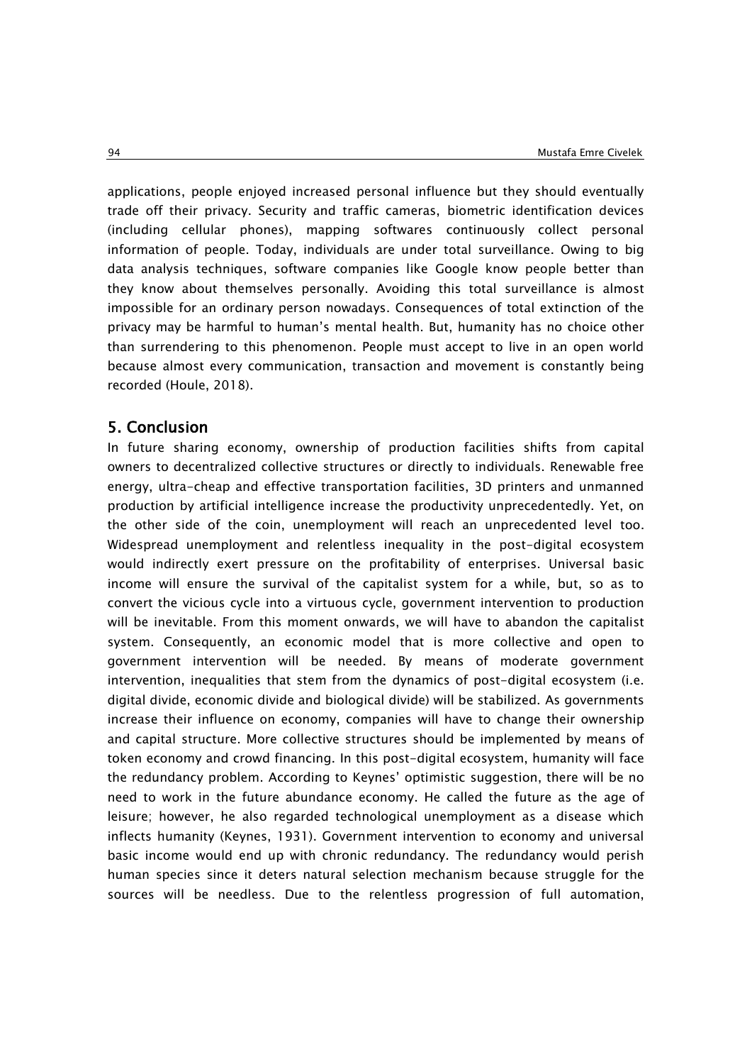applications, people enjoyed increased personal influence but they should eventually trade off their privacy. Security and traffic cameras, biometric identification devices (including cellular phones), mapping softwares continuously collect personal information of people. Today, individuals are under total surveillance. Owing to big data analysis techniques, software companies like Google know people better than they know about themselves personally. Avoiding this total surveillance is almost impossible for an ordinary person nowadays. Consequences of total extinction of the privacy may be harmful to human's mental health. But, humanity has no choice other than surrendering to this phenomenon. People must accept to live in an open world because almost every communication, transaction and movement is constantly being recorded (Houle, 2018).

## 5. Conclusion

In future sharing economy, ownership of production facilities shifts from capital owners to decentralized collective structures or directly to individuals. Renewable free energy, ultra-cheap and effective transportation facilities, 3D printers and unmanned production by artificial intelligence increase the productivity unprecedentedly. Yet, on the other side of the coin, unemployment will reach an unprecedented level too. Widespread unemployment and relentless inequality in the post-digital ecosystem would indirectly exert pressure on the profitability of enterprises. Universal basic income will ensure the survival of the capitalist system for a while, but, so as to convert the vicious cycle into a virtuous cycle, government intervention to production will be inevitable. From this moment onwards, we will have to abandon the capitalist system. Consequently, an economic model that is more collective and open to government intervention will be needed. By means of moderate government intervention, inequalities that stem from the dynamics of post-digital ecosystem (i.e. digital divide, economic divide and biological divide) will be stabilized. As governments increase their influence on economy, companies will have to change their ownership and capital structure. More collective structures should be implemented by means of token economy and crowd financing. In this post-digital ecosystem, humanity will face the redundancy problem. According to Keynes' optimistic suggestion, there will be no need to work in the future abundance economy. He called the future as the age of leisure; however, he also regarded technological unemployment as a disease which inflects humanity (Keynes, 1931). Government intervention to economy and universal basic income would end up with chronic redundancy. The redundancy would perish human species since it deters natural selection mechanism because struggle for the sources will be needless. Due to the relentless progression of full automation,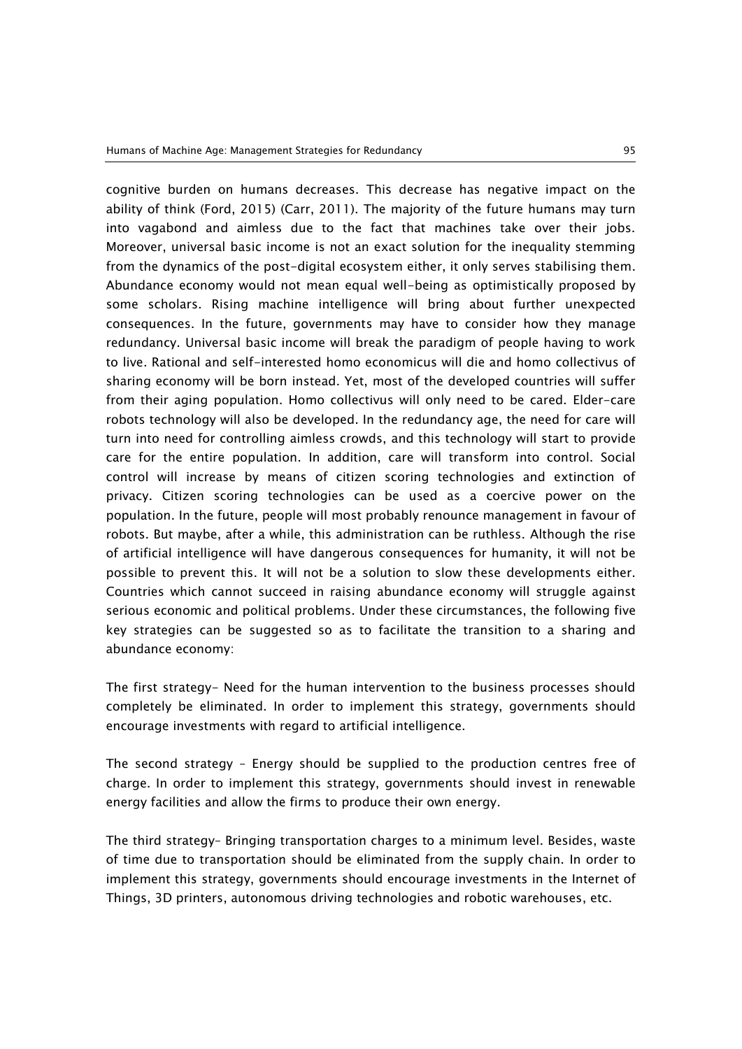cognitive burden on humans decreases. This decrease has negative impact on the ability of think (Ford, 2015) (Carr, 2011). The majority of the future humans may turn into vagabond and aimless due to the fact that machines take over their jobs. Moreover, universal basic income is not an exact solution for the inequality stemming from the dynamics of the post-digital ecosystem either, it only serves stabilising them. Abundance economy would not mean equal well-being as optimistically proposed by some scholars. Rising machine intelligence will bring about further unexpected consequences. In the future, governments may have to consider how they manage redundancy. Universal basic income will break the paradigm of people having to work to live. Rational and self-interested homo economicus will die and homo collectivus of sharing economy will be born instead. Yet, most of the developed countries will suffer from their aging population. Homo collectivus will only need to be cared. Elder-care robots technology will also be developed. In the redundancy age, the need for care will turn into need for controlling aimless crowds, and this technology will start to provide care for the entire population. In addition, care will transform into control. Social control will increase by means of citizen scoring technologies and extinction of privacy. Citizen scoring technologies can be used as a coercive power on the population. In the future, people will most probably renounce management in favour of robots. But maybe, after a while, this administration can be ruthless. Although the rise of artificial intelligence will have dangerous consequences for humanity, it will not be possible to prevent this. It will not be a solution to slow these developments either. Countries which cannot succeed in raising abundance economy will struggle against serious economic and political problems. Under these circumstances, the following five key strategies can be suggested so as to facilitate the transition to a sharing and abundance economy:

The first strategy- Need for the human intervention to the business processes should completely be eliminated. In order to implement this strategy, governments should encourage investments with regard to artificial intelligence.

The second strategy – Energy should be supplied to the production centres free of charge. In order to implement this strategy, governments should invest in renewable energy facilities and allow the firms to produce their own energy.

The third strategy– Bringing transportation charges to a minimum level. Besides, waste of time due to transportation should be eliminated from the supply chain. In order to implement this strategy, governments should encourage investments in the Internet of Things, 3D printers, autonomous driving technologies and robotic warehouses, etc.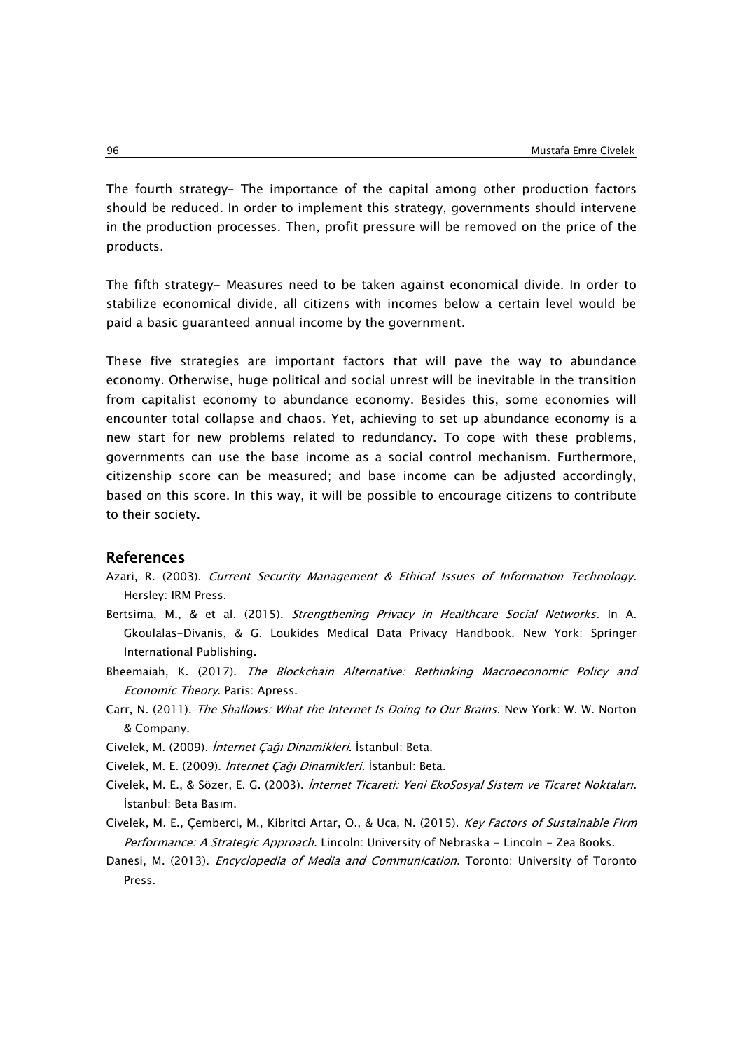The fourth strategy– The importance of the capital among other production factors should be reduced. In order to implement this strategy, governments should intervene in the production processes. Then, profit pressure will be removed on the price of the products.

The fifth strategy– Measures need to be taken against economical divide. In order to stabilize economical divide, all citizens with incomes below a certain level would be paid a basic guaranteed annual income by the government.

These five strategies are important factors that will pave the way to abundance economy. Otherwise, huge political and social unrest will be inevitable in the transition from capitalist economy to abundance economy. Besides this, some economies will encounter total collapse and chaos. Yet, achieving to set up abundance economy is a new start for new problems related to redundancy. To cope with these problems, governments can use the base income as a social control mechanism. Furthermore, citizenship score can be measured; and base income can be adjusted accordingly, based on this score. In this way, it will be possible to encourage citizens to contribute to their society.

## References

Azari, R. (2003). *Current Security Management & Ethical Issues of Information Technology*. Hersley: IRM Press.

Bertsima, M., & et al. (2015). *Strengthening Privacy in Healthcare Social Networks*. In A. Gkoulalas-Divanis, & G. Loukides Medical Data Privacy Handbook. New York: Springer International Publishing.

Bheemaiah, K. (2017). *The Blockchain Alternative: Rethinking Macroeconomic Policy and Economic Theory*. Paris: Apress.

Carr, N. (2011). *The Shallows: What the Internet Is Doing to Our Brains*. New York: W. W. Norton & Company.

Civelek, M. (2009). *İnternet Çağı Dinamikleri*. İstanbul: Beta.

Civelek, M. E. (2009). *İnternet Çağı Dinamikleri*. İstanbul: Beta.

Civelek, M. E., & Sözer, E. G. (2003). *İnternet Ticareti: Yeni EkoSosyal Sistem ve Ticaret Noktaları*. İstanbul: Beta Basım.

Civelek, M. E., Çemberci, M., Kibritci Artar, O., & Uca, N. (2015). *Key Factors of Sustainable Firm Performance: A Strategic Approach*. Lincoln: University of Nebraska - Lincoln - Zea Books.

Danesi, M. (2013). *Encyclopedia of Media and Communication*. Toronto: University of Toronto Press.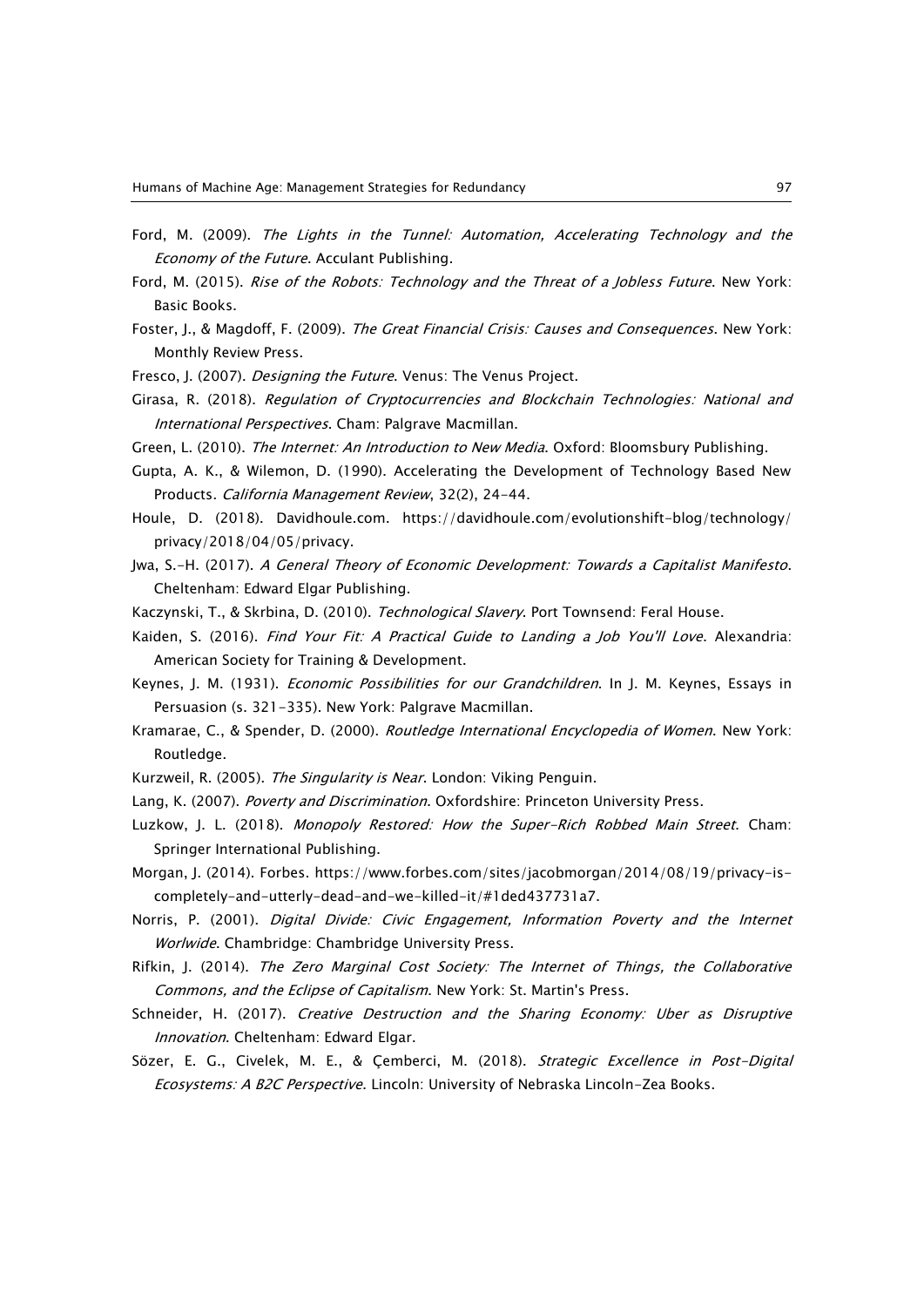Ford, M. (2009). *The Lights in the Tunnel: Automation, Accelerating Technology and the Economy of the Future*. Acculant Publishing.

Ford, M. (2015). *Rise of the Robots: Technology and the Threat of a Jobless Future*. New York: Basic Books.

Foster, J., & Magdoff, F. (2009). *The Great Financial Crisis: Causes and Consequences*. New York: Monthly Review Press.

Fresco, J. (2007). *Designing the Future*. Venus: The Venus Project.

Girasa, R. (2018). *Regulation of Cryptocurrencies and Blockchain Technologies: National and International Perspectives*. Cham: Palgrave Macmillan.

Green, L. (2010). *The Internet: An Introduction to New Media*. Oxford: Bloomsbury Publishing.

Gupta, A. K., & Wilemon, D. (1990). Accelerating the Development of Technology Based New Products. *California Management Review*, 32(2), 24-44.

Houle, D. (2018). Davidhoule.com. https://davidhoule.com/evolutionshift-blog/technology/privacy/2018/04/05/privacy.

Jwa, S.-H. (2017). *A General Theory of Economic Development: Towards a Capitalist Manifesto*. Cheltenham: Edward Elgar Publishing.

Kaczynski, T., & Skrbina, D. (2010). *Technological Slavery*. Port Townsend: Feral House.

Kaiden, S. (2016). *Find Your Fit: A Practical Guide to Landing a Job You'll Love*. Alexandria: American Society for Training & Development.

Keynes, J. M. (1931). *Economic Possibilities for our Grandchildren*. In J. M. Keynes, Essays in Persuasion (s. 321-335). New York: Palgrave Macmillan.

Kramarae, C., & Spender, D. (2000). *Routledge International Encyclopedia of Women*. New York: Routledge.

Kurzweil, R. (2005). *The Singularity is Near*. London: Viking Penguin.

Lang, K. (2007). *Poverty and Discrimination*. Oxfordshire: Princeton University Press.

Luzkow, J. L. (2018). *Monopoly Restored: How the Super-Rich Robbed Main Street*. Cham: Springer International Publishing.

Morgan, J. (2014). Forbes. https://www.forbes.com/sites/jacobmorgan/2014/08/19/privacy-is-completely-and-utterly-dead-and-we-killed-it/#1ded437731a7.

Norris, P. (2001). *Digital Divide: Civic Engagement, Information Poverty and the Internet Worlwide*. Chambridge: Chambridge University Press.

Rifkin, J. (2014). *The Zero Marginal Cost Society: The Internet of Things, the Collaborative Commons, and the Eclipse of Capitalism*. New York: St. Martin's Press.

Schneider, H. (2017). *Creative Destruction and the Sharing Economy: Uber as Disruptive Innovation*. Cheltenham: Edward Elgar.

Sözer, E. G., Civelek, M. E., & Çemberci, M. (2018). *Strategic Excellence in Post-Digital Ecosystems: A B2C Perspective*. Lincoln: University of Nebraska Lincoln-Zea Books.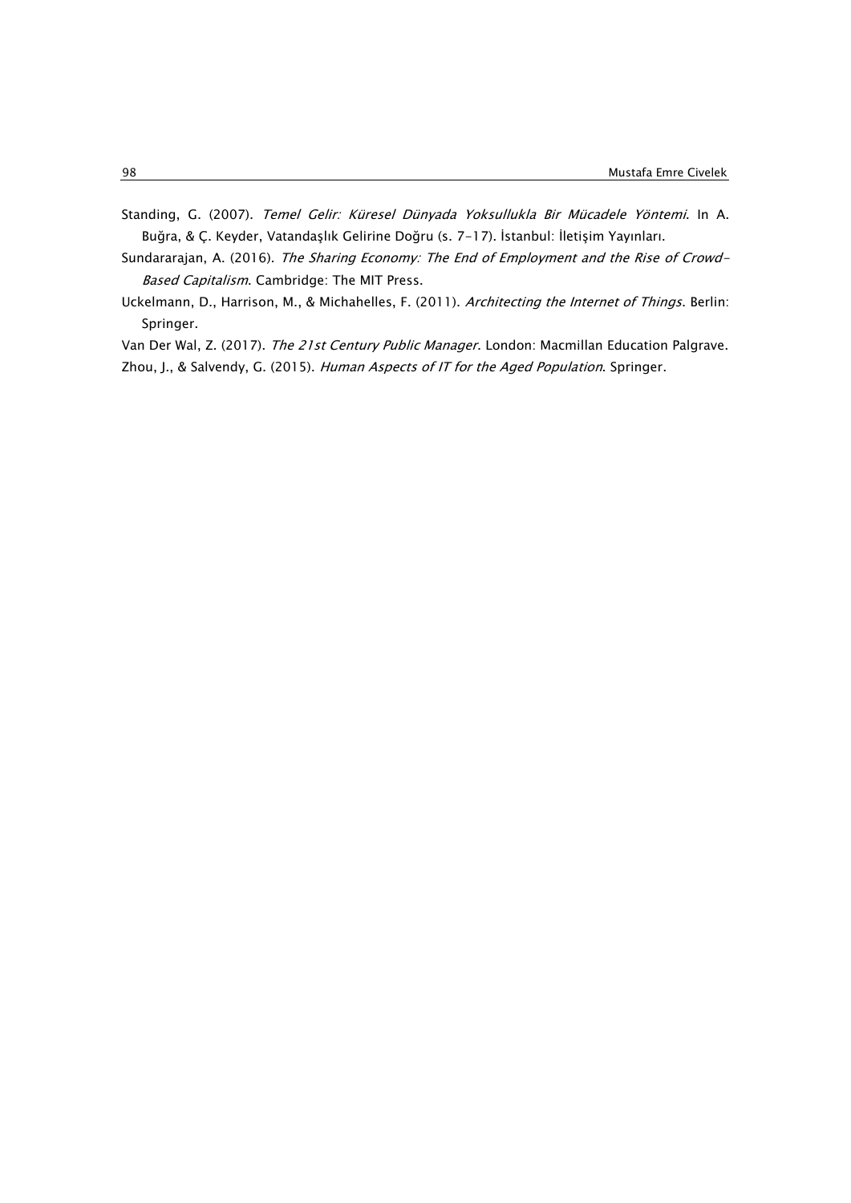Standing, G. (2007). *Temel Gelir: Küresel Dünyada Yoksullukla Bir Mücadele Yöntemi*. In A. Buğra, & Ç. Keyder, Vatandaşlık Gelirine Doğru (s. 7-17). İstanbul: İletişim Yayınları.

Sundararajan, A. (2016). *The Sharing Economy: The End of Employment and the Rise of Crowd-Based Capitalism*. Cambridge: The MIT Press.

Uckelmann, D., Harrison, M., & Michahelles, F. (2011). *Architecting the Internet of Things*. Berlin: Springer.

Van Der Wal, Z. (2017). *The 21st Century Public Manager*. London: Macmillan Education Palgrave.

Zhou, J., & Salvendy, G. (2015). *Human Aspects of IT for the Aged Population*. Springer.